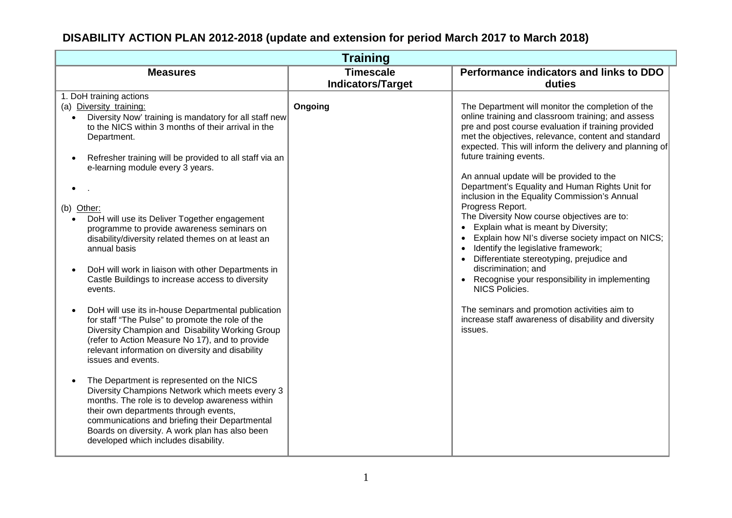# DISABILITY ACTION PLAN 2012-2018 (update and extension for period March 2017 to March 2018)

| Training | | |
|---|---|---|
| **Measures** | **Timescale Indicators/Target** | **Performance indicators and links to DDO duties** |
| 1. DoH training actions<br>(a) Diversity training:<br>• Diversity Now' training is mandatory for all staff new to the NICS within 3 months of their arrival in the Department.<br>• Refresher training will be provided to all staff via an e-learning module every 3 years.<br>• .<br>(b) Other:<br>• DoH will use its Deliver Together engagement programme to provide awareness seminars on disability/diversity related themes on at least an annual basis<br>• DoH will work in liaison with other Departments in Castle Buildings to increase access to diversity events.<br>• DoH will use its in-house Departmental publication for staff "The Pulse" to promote the role of the Diversity Champion and Disability Working Group (refer to Action Measure No 17), and to provide relevant information on diversity and disability issues and events.<br>• The Department is represented on the NICS Diversity Champions Network which meets every 3 months. The role is to develop awareness within their own departments through events, communications and briefing their Departmental Boards on diversity. A work plan has also been developed which includes disability. | **Ongoing** | The Department will monitor the completion of the online training and classroom training; and assess pre and post course evaluation if training provided met the objectives, relevance, content and standard expected. This will inform the delivery and planning of future training events.<br><br>An annual update will be provided to the Department's Equality and Human Rights Unit for inclusion in the Equality Commission's Annual Progress Report.<br>The Diversity Now course objectives are to:<br>• Explain what is meant by Diversity;<br>• Explain how NI's diverse society impact on NICS;<br>• Identify the legislative framework;<br>• Differentiate stereotyping, prejudice and discrimination; and<br>• Recognise your responsibility in implementing NICS Policies.<br><br>The seminars and promotion activities aim to increase staff awareness of disability and diversity issues. |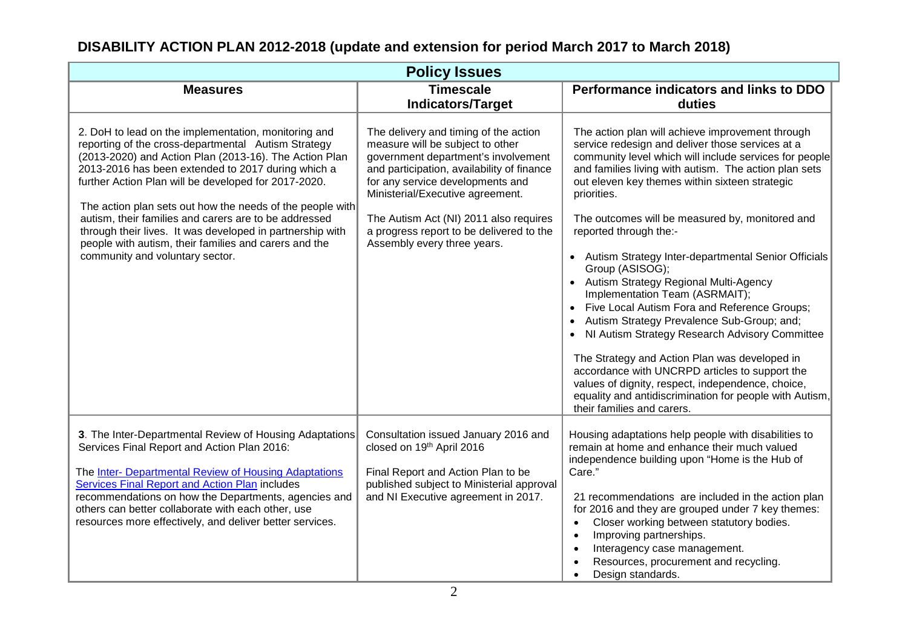# DISABILITY ACTION PLAN 2012-2018 (update and extension for period March 2017 to March 2018)

| Policy Issues | | |
|---|---|---|
| **Measures** | **Timescale Indicators/Target** | **Performance indicators and links to DDO duties** |
| 2. DoH to lead on the implementation, monitoring and reporting of the cross-departmental Autism Strategy (2013-2020) and Action Plan (2013-16). The Action Plan 2013-2016 has been extended to 2017 during which a further Action Plan will be developed for 2017-2020.<br><br>The action plan sets out how the needs of the people with autism, their families and carers are to be addressed through their lives. It was developed in partnership with people with autism, their families and carers and the community and voluntary sector. | The delivery and timing of the action measure will be subject to other government department's involvement and participation, availability of finance for any service developments and Ministerial/Executive agreement.<br><br>The Autism Act (NI) 2011 also requires a progress report to be delivered to the Assembly every three years. | The action plan will achieve improvement through service redesign and deliver those services at a community level which will include services for people and families living with autism. The action plan sets out eleven key themes within sixteen strategic priorities.<br><br>The outcomes will be measured by, monitored and reported through the:-<br><br>• Autism Strategy Inter-departmental Senior Officials Group (ASISOG);<br>• Autism Strategy Regional Multi-Agency Implementation Team (ASRMAIT);<br>• Five Local Autism Fora and Reference Groups;<br>• Autism Strategy Prevalence Sub-Group; and;<br>• NI Autism Strategy Research Advisory Committee<br><br>The Strategy and Action Plan was developed in accordance with UNCRPD articles to support the values of dignity, respect, independence, choice, equality and antidiscrimination for people with Autism, their families and carers. |
| **3**. The Inter-Departmental Review of Housing Adaptations Services Final Report and Action Plan 2016:<br><br>The Inter- Departmental Review of Housing Adaptations Services Final Report and Action Plan includes recommendations on how the Departments, agencies and others can better collaborate with each other, use resources more effectively, and deliver better services. | Consultation issued January 2016 and closed on 19th April 2016<br><br>Final Report and Action Plan to be published subject to Ministerial approval and NI Executive agreement in 2017. | Housing adaptations help people with disabilities to remain at home and enhance their much valued independence building upon "Home is the Hub of Care."<br><br>21 recommendations are included in the action plan for 2016 and they are grouped under 7 key themes:<br>• Closer working between statutory bodies.<br>• Improving partnerships.<br>• Interagency case management.<br>• Resources, procurement and recycling.<br>• Design standards. |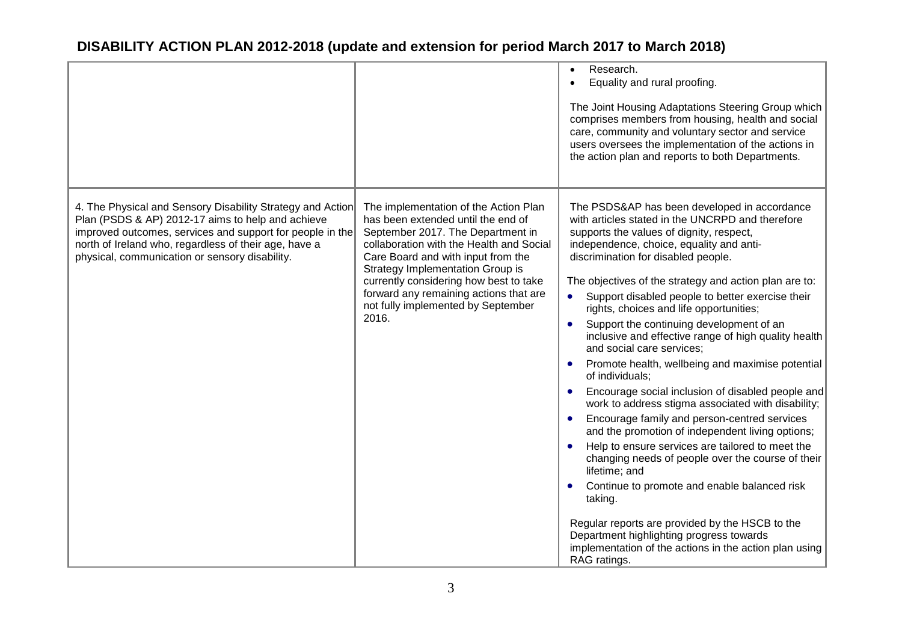## DISABILITY ACTION PLAN 2012-2018 (update and extension for period March 2017 to March 2018)

| | | |
|---|---|---|
| | | • Research.<br>• Equality and rural proofing.<br><br>The Joint Housing Adaptations Steering Group which comprises members from housing, health and social care, community and voluntary sector and service users oversees the implementation of the actions in the action plan and reports to both Departments. |
| 4. The Physical and Sensory Disability Strategy and Action Plan (PSDS & AP) 2012-17 aims to help and achieve improved outcomes, services and support for people in the north of Ireland who, regardless of their age, have a physical, communication or sensory disability. | The implementation of the Action Plan has been extended until the end of September 2017. The Department in collaboration with the Health and Social Care Board and with input from the Strategy Implementation Group is currently considering how best to take forward any remaining actions that are not fully implemented by September 2016. | The PSDS&AP has been developed in accordance with articles stated in the UNCRPD and therefore supports the values of dignity, respect, independence, choice, equality and anti-discrimination for disabled people.<br><br>The objectives of the strategy and action plan are to:<br>• Support disabled people to better exercise their rights, choices and life opportunities;<br>• Support the continuing development of an inclusive and effective range of high quality health and social care services;<br>• Promote health, wellbeing and maximise potential of individuals;<br>• Encourage social inclusion of disabled people and work to address stigma associated with disability;<br>• Encourage family and person-centred services and the promotion of independent living options;<br>• Help to ensure services are tailored to meet the changing needs of people over the course of their lifetime; and<br>• Continue to promote and enable balanced risk taking.<br><br>Regular reports are provided by the HSCB to the Department highlighting progress towards implementation of the actions in the action plan using RAG ratings. |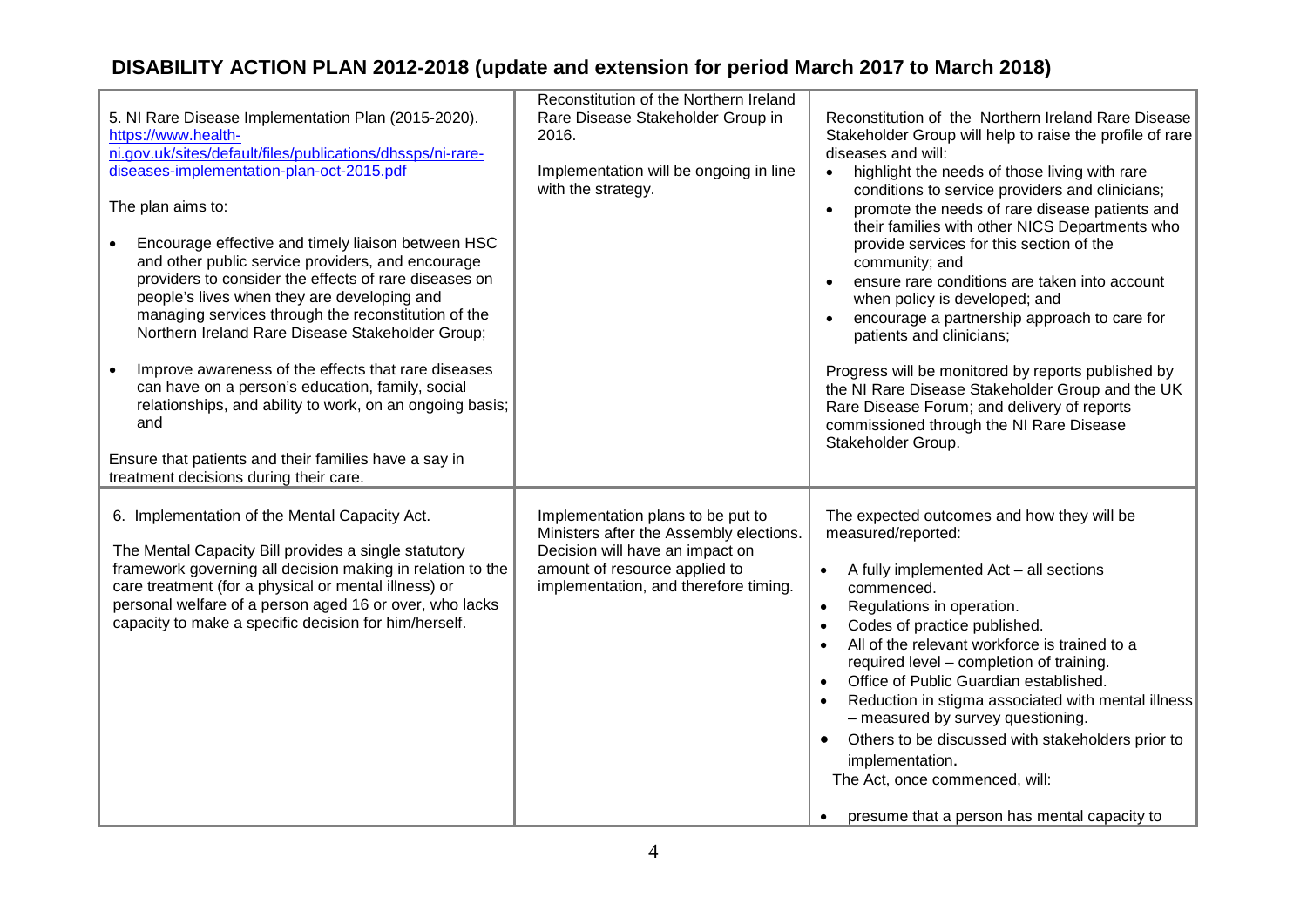# DISABILITY ACTION PLAN 2012-2018 (update and extension for period March 2017 to March 2018)

| | | |
|---|---|---|
| 5. NI Rare Disease Implementation Plan (2015-2020). [https://www.health-ni.gov.uk/sites/default/files/publications/dhssps/ni-rare-diseases-implementation-plan-oct-2015.pdf](https://www.health-ni.gov.uk/sites/default/files/publications/dhssps/ni-rare-diseases-implementation-plan-oct-2015.pdf)<br><br>The plan aims to:<br><br>• Encourage effective and timely liaison between HSC and other public service providers, and encourage providers to consider the effects of rare diseases on people's lives when they are developing and managing services through the reconstitution of the Northern Ireland Rare Disease Stakeholder Group;<br><br>• Improve awareness of the effects that rare diseases can have on a person's education, family, social relationships, and ability to work, on an ongoing basis; and<br><br>Ensure that patients and their families have a say in treatment decisions during their care. | Reconstitution of the Northern Ireland Rare Disease Stakeholder Group in 2016.<br><br>Implementation will be ongoing in line with the strategy. | Reconstitution of the Northern Ireland Rare Disease Stakeholder Group will help to raise the profile of rare diseases and will:<br>• highlight the needs of those living with rare conditions to service providers and clinicians;<br>• promote the needs of rare disease patients and their families with other NICS Departments who provide services for this section of the community; and<br>• ensure rare conditions are taken into account when policy is developed; and<br>• encourage a partnership approach to care for patients and clinicians;<br><br>Progress will be monitored by reports published by the NI Rare Disease Stakeholder Group and the UK Rare Disease Forum; and delivery of reports commissioned through the NI Rare Disease Stakeholder Group. |
| 6. Implementation of the Mental Capacity Act.<br><br>The Mental Capacity Bill provides a single statutory framework governing all decision making in relation to the care treatment (for a physical or mental illness) or personal welfare of a person aged 16 or over, who lacks capacity to make a specific decision for him/herself. | Implementation plans to be put to Ministers after the Assembly elections. Decision will have an impact on amount of resource applied to implementation, and therefore timing. | The expected outcomes and how they will be measured/reported:<br><br>• A fully implemented Act – all sections commenced.<br>• Regulations in operation.<br>• Codes of practice published.<br>• All of the relevant workforce is trained to a required level – completion of training.<br>• Office of Public Guardian established.<br>• Reduction in stigma associated with mental illness – measured by survey questioning.<br>• Others to be discussed with stakeholders prior to implementation.<br><br>The Act, once commenced, will:<br><br>• presume that a person has mental capacity to |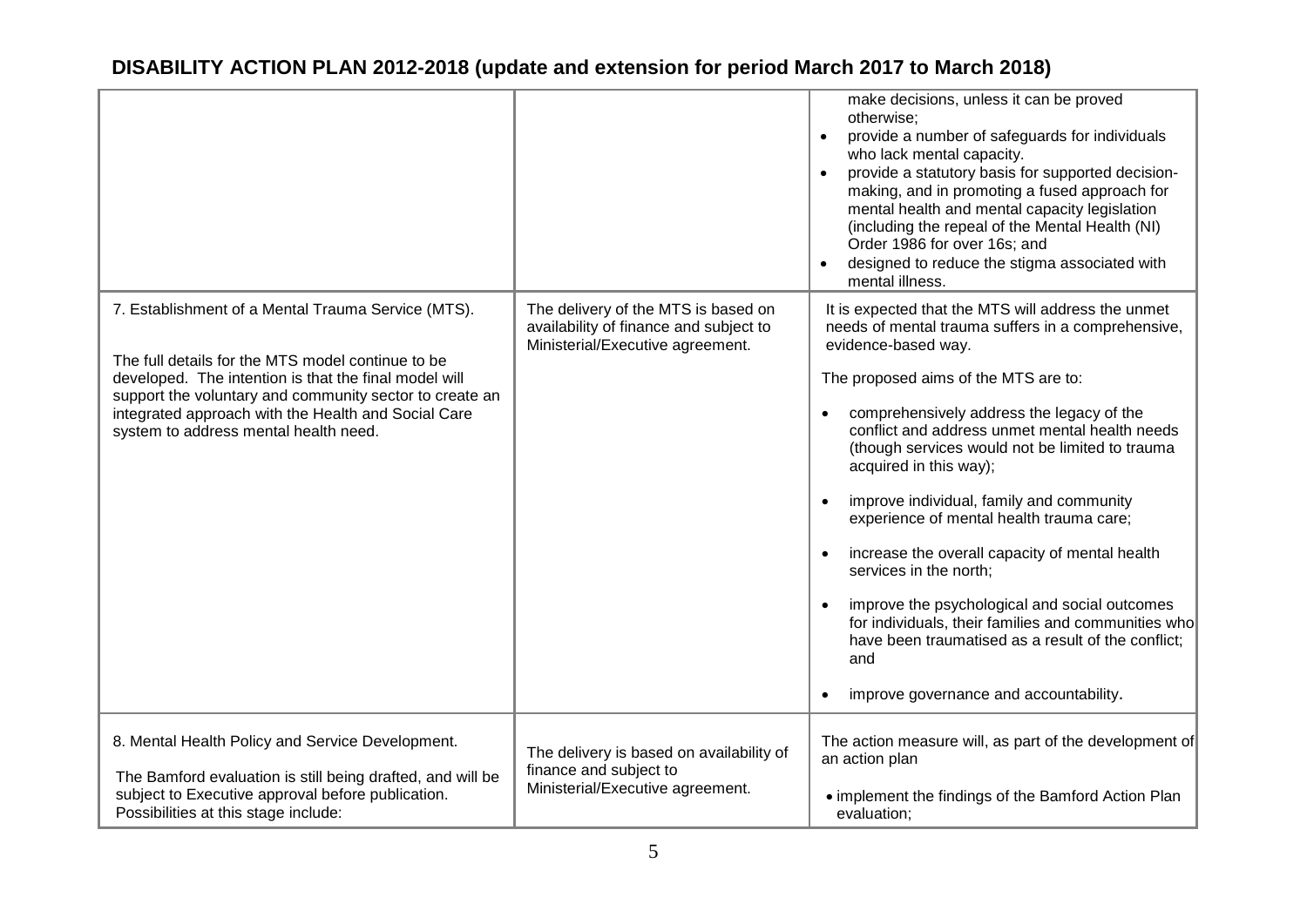## DISABILITY ACTION PLAN 2012-2018 (update and extension for period March 2017 to March 2018)

| | | |
|---|---|---|
| | | make decisions, unless it can be proved otherwise;<br>• provide a number of safeguards for individuals who lack mental capacity.<br>• provide a statutory basis for supported decision-making, and in promoting a fused approach for mental health and mental capacity legislation (including the repeal of the Mental Health (NI) Order 1986 for over 16s; and<br>• designed to reduce the stigma associated with mental illness. |
| 7. Establishment of a Mental Trauma Service (MTS).<br><br>The full details for the MTS model continue to be developed. The intention is that the final model will support the voluntary and community sector to create an integrated approach with the Health and Social Care system to address mental health need. | The delivery of the MTS is based on availability of finance and subject to Ministerial/Executive agreement. | It is expected that the MTS will address the unmet needs of mental trauma suffers in a comprehensive, evidence-based way.<br><br>The proposed aims of the MTS are to:<br><br>• comprehensively address the legacy of the conflict and address unmet mental health needs (though services would not be limited to trauma acquired in this way);<br>• improve individual, family and community experience of mental health trauma care;<br>• increase the overall capacity of mental health services in the north;<br>• improve the psychological and social outcomes for individuals, their families and communities who have been traumatised as a result of the conflict; and<br>• improve governance and accountability. |
| 8. Mental Health Policy and Service Development.<br><br>The Bamford evaluation is still being drafted, and will be subject to Executive approval before publication. Possibilities at this stage include: | The delivery is based on availability of finance and subject to Ministerial/Executive agreement. | The action measure will, as part of the development of an action plan<br><br>• implement the findings of the Bamford Action Plan evaluation; |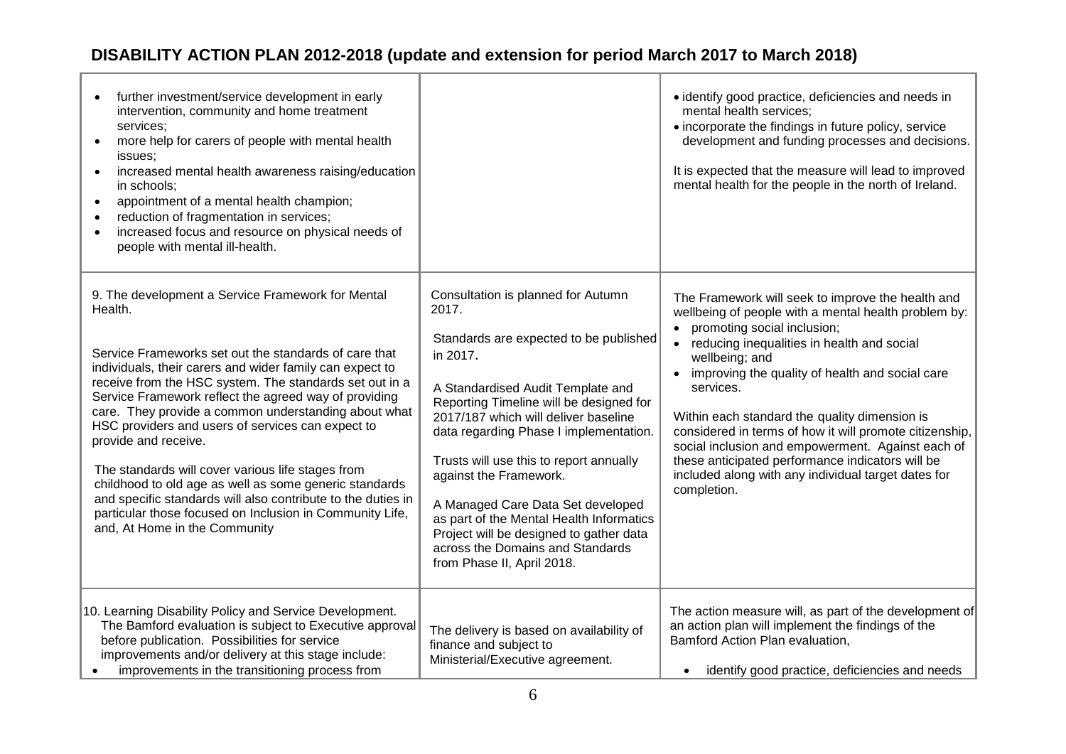# DISABILITY ACTION PLAN 2012-2018 (update and extension for period March 2017 to March 2018)

| | | |
|---|---|---|
| • further investment/service development in early intervention, community and home treatment services;<br>• more help for carers of people with mental health issues;<br>• increased mental health awareness raising/education in schools;<br>• appointment of a mental health champion;<br>• reduction of fragmentation in services;<br>• increased focus and resource on physical needs of people with mental ill-health. | | • identify good practice, deficiencies and needs in mental health services;<br>• incorporate the findings in future policy, service development and funding processes and decisions.<br><br>It is expected that the measure will lead to improved mental health for the people in the north of Ireland. |
| 9. The development a Service Framework for Mental Health.<br><br>Service Frameworks set out the standards of care that individuals, their carers and wider family can expect to receive from the HSC system. The standards set out in a Service Framework reflect the agreed way of providing care. They provide a common understanding about what HSC providers and users of services can expect to provide and receive.<br><br>The standards will cover various life stages from childhood to old age as well as some generic standards and specific standards will also contribute to the duties in particular those focused on Inclusion in Community Life, and, At Home in the Community | Consultation is planned for Autumn 2017.<br><br>Standards are expected to be published in 2017.<br><br>A Standardised Audit Template and Reporting Timeline will be designed for 2017/187 which will deliver baseline data regarding Phase I implementation.<br><br>Trusts will use this to report annually against the Framework.<br><br>A Managed Care Data Set developed as part of the Mental Health Informatics Project will be designed to gather data across the Domains and Standards from Phase II, April 2018. | The Framework will seek to improve the health and wellbeing of people with a mental health problem by:<br>• promoting social inclusion;<br>• reducing inequalities in health and social wellbeing; and<br>• improving the quality of health and social care services.<br><br>Within each standard the quality dimension is considered in terms of how it will promote citizenship, social inclusion and empowerment. Against each of these anticipated performance indicators will be included along with any individual target dates for completion. |
| 10. Learning Disability Policy and Service Development. The Bamford evaluation is subject to Executive approval before publication. Possibilities for service improvements and/or delivery at this stage include:<br>• improvements in the transitioning process from | The delivery is based on availability of finance and subject to Ministerial/Executive agreement. | The action measure will, as part of the development of an action plan will implement the findings of the Bamford Action Plan evaluation,<br><br>• identify good practice, deficiencies and needs |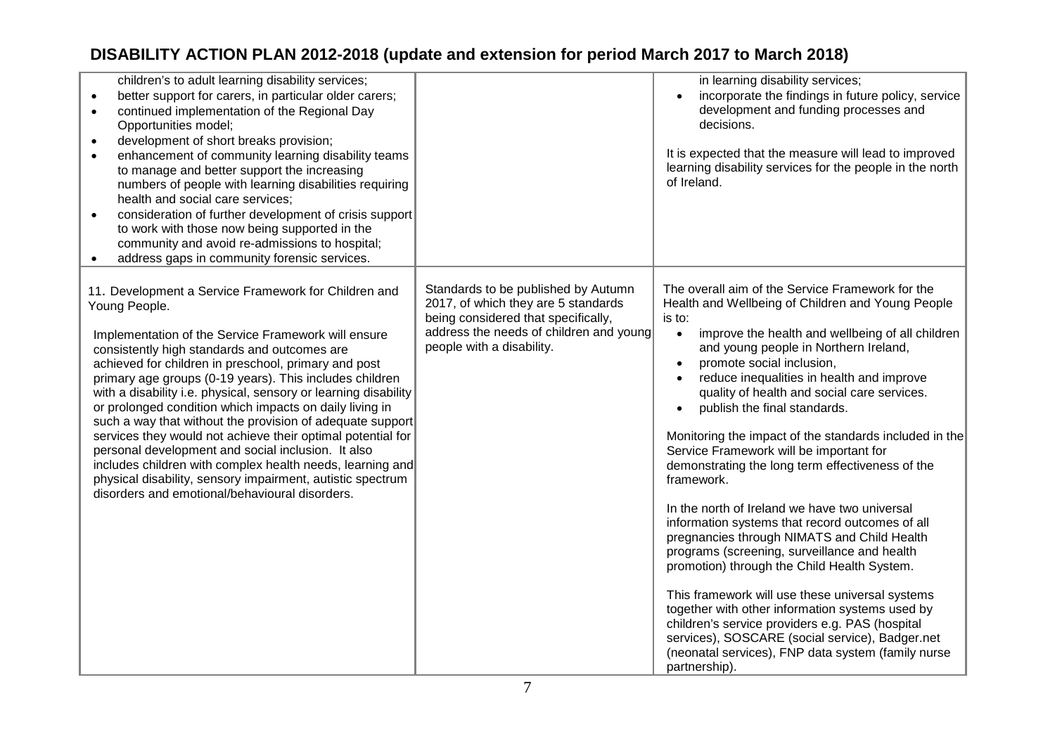## DISABILITY ACTION PLAN 2012-2018 (update and extension for period March 2017 to March 2018)

| | | |
|---|---|---|
| children's to adult learning disability services;<br>• better support for carers, in particular older carers;<br>• continued implementation of the Regional Day Opportunities model;<br>• development of short breaks provision;<br>• enhancement of community learning disability teams to manage and better support the increasing numbers of people with learning disabilities requiring health and social care services;<br>• consideration of further development of crisis support to work with those now being supported in the community and avoid re-admissions to hospital;<br>• address gaps in community forensic services. | | in learning disability services;<br>• incorporate the findings in future policy, service development and funding processes and decisions.<br><br>It is expected that the measure will lead to improved learning disability services for the people in the north of Ireland. |
| 11. Development a Service Framework for Children and Young People.<br><br>Implementation of the Service Framework will ensure consistently high standards and outcomes are achieved for children in preschool, primary and post primary age groups (0-19 years). This includes children with a disability i.e. physical, sensory or learning disability or prolonged condition which impacts on daily living in such a way that without the provision of adequate support services they would not achieve their optimal potential for personal development and social inclusion. It also includes children with complex health needs, learning and physical disability, sensory impairment, autistic spectrum disorders and emotional/behavioural disorders. | Standards to be published by Autumn 2017, of which they are 5 standards being considered that specifically, address the needs of children and young people with a disability. | The overall aim of the Service Framework for the Health and Wellbeing of Children and Young People is to:<br>• improve the health and wellbeing of all children and young people in Northern Ireland,<br>• promote social inclusion,<br>• reduce inequalities in health and improve quality of health and social care services.<br>• publish the final standards.<br><br>Monitoring the impact of the standards included in the Service Framework will be important for demonstrating the long term effectiveness of the framework.<br><br>In the north of Ireland we have two universal information systems that record outcomes of all pregnancies through NIMATS and Child Health programs (screening, surveillance and health promotion) through the Child Health System.<br><br>This framework will use these universal systems together with other information systems used by children's service providers e.g. PAS (hospital services), SOSCARE (social service), Badger.net (neonatal services), FNP data system (family nurse partnership). |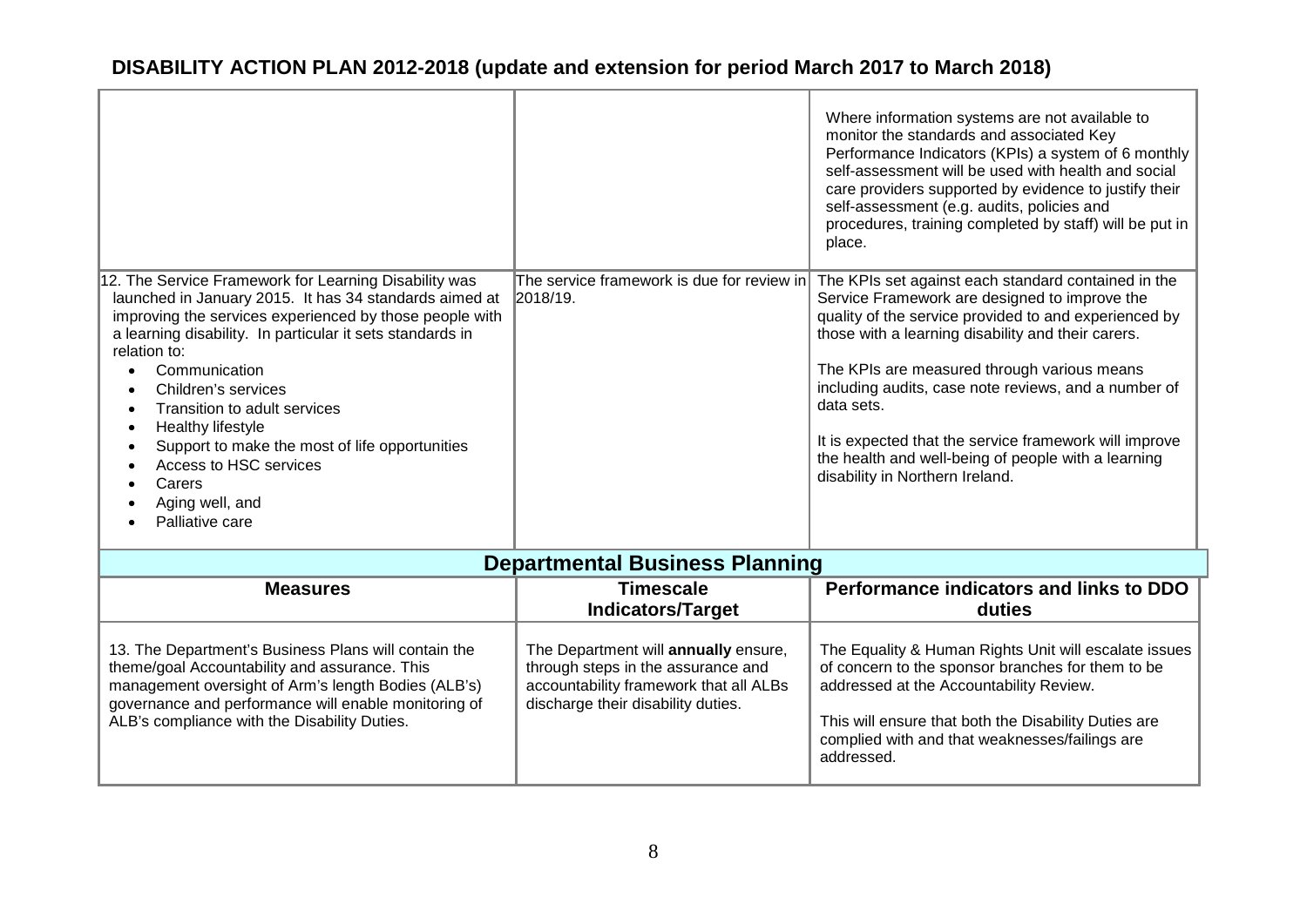# DISABILITY ACTION PLAN 2012-2018 (update and extension for period March 2017 to March 2018)

| | | |
|---|---|---|
| | | Where information systems are not available to monitor the standards and associated Key Performance Indicators (KPIs) a system of 6 monthly self-assessment will be used with health and social care providers supported by evidence to justify their self-assessment (e.g. audits, policies and procedures, training completed by staff) will be put in place. |
| 12. The Service Framework for Learning Disability was launched in January 2015. It has 34 standards aimed at improving the services experienced by those people with a learning disability. In particular it sets standards in relation to:<br>• Communication<br>• Children's services<br>• Transition to adult services<br>• Healthy lifestyle<br>• Support to make the most of life opportunities<br>• Access to HSC services<br>• Carers<br>• Aging well, and<br>• Palliative care | The service framework is due for review in 2018/19. | The KPIs set against each standard contained in the Service Framework are designed to improve the quality of the service provided to and experienced by those with a learning disability and their carers.<br><br>The KPIs are measured through various means including audits, case note reviews, and a number of data sets.<br><br>It is expected that the service framework will improve the health and well-being of people with a learning disability in Northern Ireland. |

## Departmental Business Planning

| Measures | Timescale Indicators/Target | Performance indicators and links to DDO duties |
|---|---|---|
| 13. The Department's Business Plans will contain the theme/goal Accountability and assurance. This management oversight of Arm's length Bodies (ALB's) governance and performance will enable monitoring of ALB's compliance with the Disability Duties. | The Department will **annually** ensure, through steps in the assurance and accountability framework that all ALBs discharge their disability duties. | The Equality & Human Rights Unit will escalate issues of concern to the sponsor branches for them to be addressed at the Accountability Review.<br><br>This will ensure that both the Disability Duties are complied with and that weaknesses/failings are addressed. |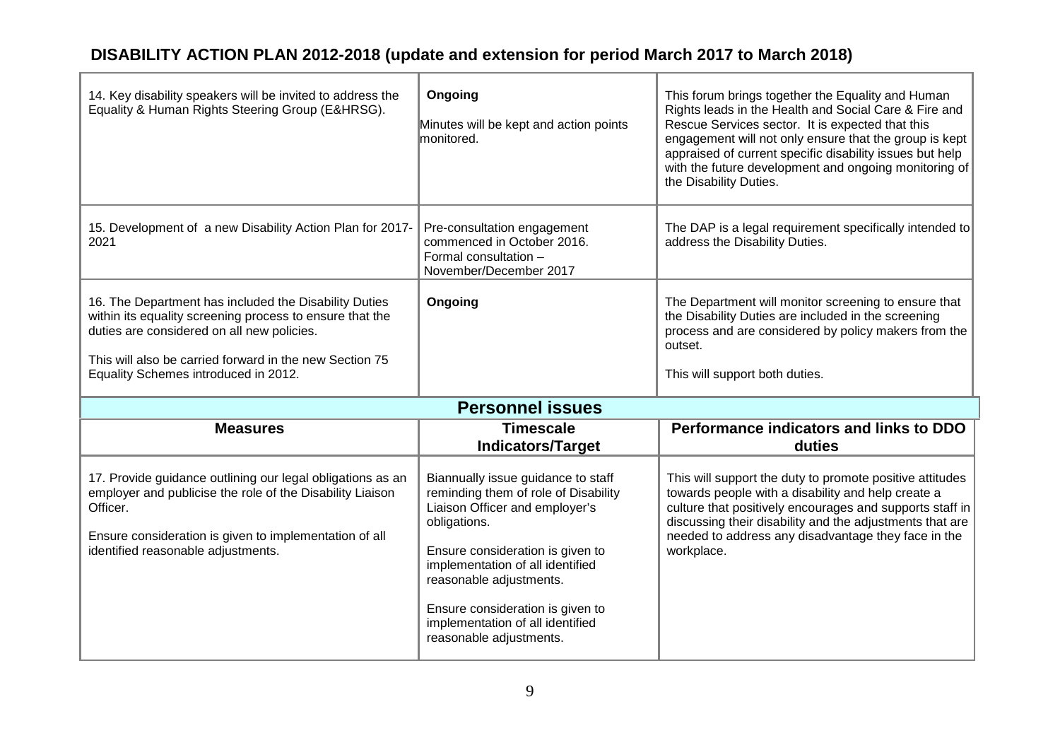## DISABILITY ACTION PLAN 2012-2018 (update and extension for period March 2017 to March 2018)

| | | |
|---|---|---|
| 14. Key disability speakers will be invited to address the Equality & Human Rights Steering Group (E&HRSG). | **Ongoing**<br><br>Minutes will be kept and action points monitored. | This forum brings together the Equality and Human Rights leads in the Health and Social Care & Fire and Rescue Services sector. It is expected that this engagement will not only ensure that the group is kept appraised of current specific disability issues but help with the future development and ongoing monitoring of the Disability Duties. |
| 15. Development of a new Disability Action Plan for 2017-2021 | Pre-consultation engagement commenced in October 2016.<br>Formal consultation – November/December 2017 | The DAP is a legal requirement specifically intended to address the Disability Duties. |
| 16. The Department has included the Disability Duties within its equality screening process to ensure that the duties are considered on all new policies.<br><br>This will also be carried forward in the new Section 75 Equality Schemes introduced in 2012. | **Ongoing** | The Department will monitor screening to ensure that the Disability Duties are included in the screening process and are considered by policy makers from the outset.<br><br>This will support both duties. |

### Personnel issues

| Measures | Timescale Indicators/Target | Performance indicators and links to DDO duties |
|---|---|---|
| 17. Provide guidance outlining our legal obligations as an employer and publicise the role of the Disability Liaison Officer.<br><br>Ensure consideration is given to implementation of all identified reasonable adjustments. | Biannually issue guidance to staff reminding them of role of Disability Liaison Officer and employer's obligations.<br><br>Ensure consideration is given to implementation of all identified reasonable adjustments.<br><br>Ensure consideration is given to implementation of all identified reasonable adjustments. | This will support the duty to promote positive attitudes towards people with a disability and help create a culture that positively encourages and supports staff in discussing their disability and the adjustments that are needed to address any disadvantage they face in the workplace. |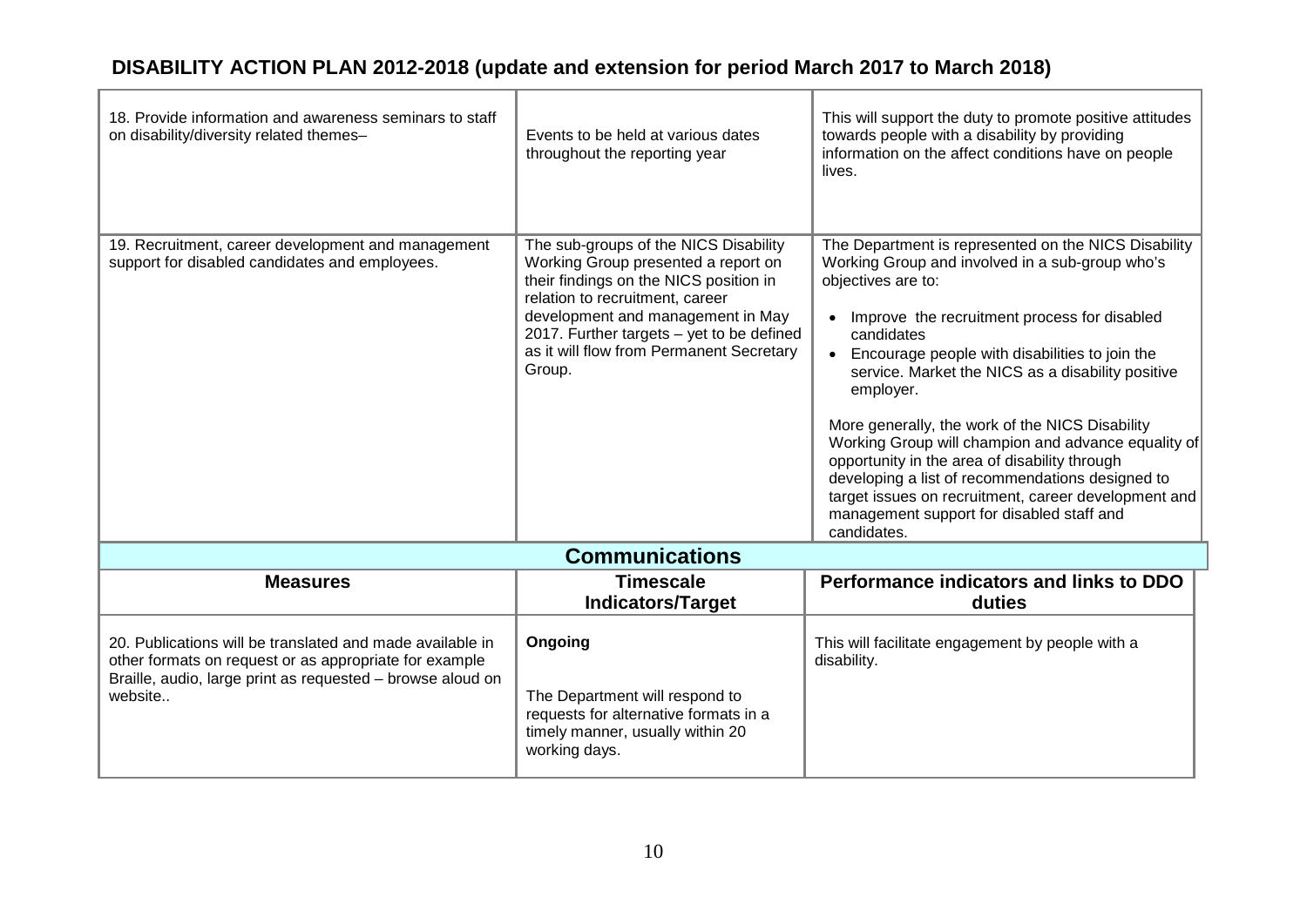# DISABILITY ACTION PLAN 2012-2018 (update and extension for period March 2017 to March 2018)

| | | |
|---|---|---|
| 18. Provide information and awareness seminars to staff on disability/diversity related themes– | Events to be held at various dates throughout the reporting year | This will support the duty to promote positive attitudes towards people with a disability by providing information on the affect conditions have on people lives. |
| 19. Recruitment, career development and management support for disabled candidates and employees. | The sub-groups of the NICS Disability Working Group presented a report on their findings on the NICS position in relation to recruitment, career development and management in May 2017. Further targets – yet to be defined as it will flow from Permanent Secretary Group. | The Department is represented on the NICS Disability Working Group and involved in a sub-group who's objectives are to:<br><br>• Improve the recruitment process for disabled candidates<br>• Encourage people with disabilities to join the service. Market the NICS as a disability positive employer.<br><br>More generally, the work of the NICS Disability Working Group will champion and advance equality of opportunity in the area of disability through developing a list of recommendations designed to target issues on recruitment, career development and management support for disabled staff and candidates. |

## Communications

| Measures | Timescale Indicators/Target | Performance indicators and links to DDO duties |
|---|---|---|
| 20. Publications will be translated and made available in other formats on request or as appropriate for example Braille, audio, large print as requested – browse aloud on website.. | **Ongoing**<br><br>The Department will respond to requests for alternative formats in a timely manner, usually within 20 working days. | This will facilitate engagement by people with a disability. |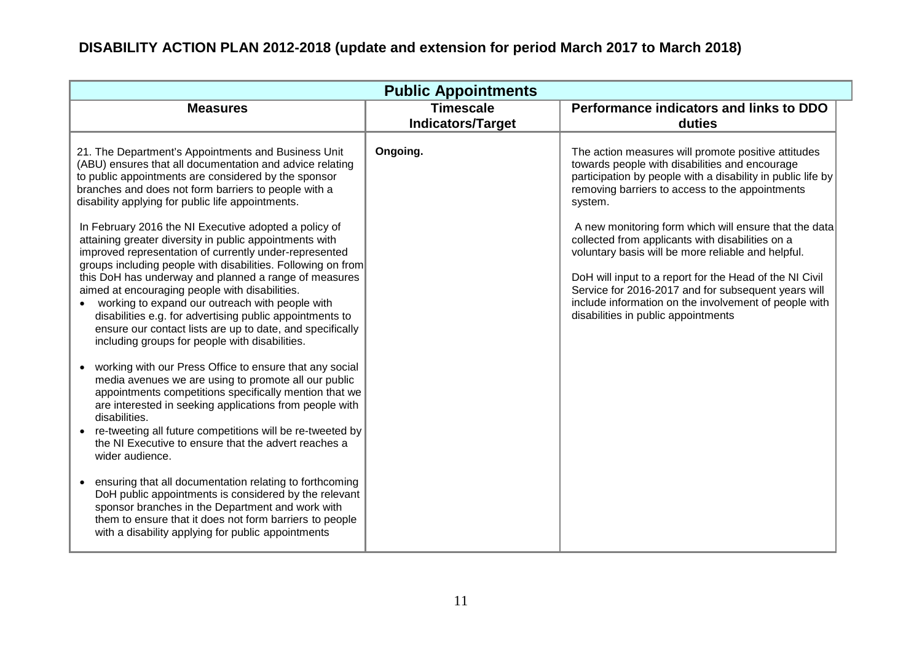# DISABILITY ACTION PLAN 2012-2018 (update and extension for period March 2017 to March 2018)

| Public Appointments | | |
|---|---|---|
| **Measures** | **Timescale Indicators/Target** | **Performance indicators and links to DDO duties** |
| 21. The Department's Appointments and Business Unit (ABU) ensures that all documentation and advice relating to public appointments are considered by the sponsor branches and does not form barriers to people with a disability applying for public life appointments.<br><br>In February 2016 the NI Executive adopted a policy of attaining greater diversity in public appointments with improved representation of currently under-represented groups including people with disabilities. Following on from this DoH has underway and planned a range of measures aimed at encouraging people with disabilities.<br>• working to expand our outreach with people with disabilities e.g. for advertising public appointments to ensure our contact lists are up to date, and specifically including groups for people with disabilities.<br>• working with our Press Office to ensure that any social media avenues we are using to promote all our public appointments competitions specifically mention that we are interested in seeking applications from people with disabilities.<br>• re-tweeting all future competitions will be re-tweeted by the NI Executive to ensure that the advert reaches a wider audience.<br>• ensuring that all documentation relating to forthcoming DoH public appointments is considered by the relevant sponsor branches in the Department and work with them to ensure that it does not form barriers to people with a disability applying for public appointments | **Ongoing.** | The action measures will promote positive attitudes towards people with disabilities and encourage participation by people with a disability in public life by removing barriers to access to the appointments system.<br><br>A new monitoring form which will ensure that the data collected from applicants with disabilities on a voluntary basis will be more reliable and helpful.<br><br>DoH will input to a report for the Head of the NI Civil Service for 2016-2017 and for subsequent years will include information on the involvement of people with disabilities in public appointments |